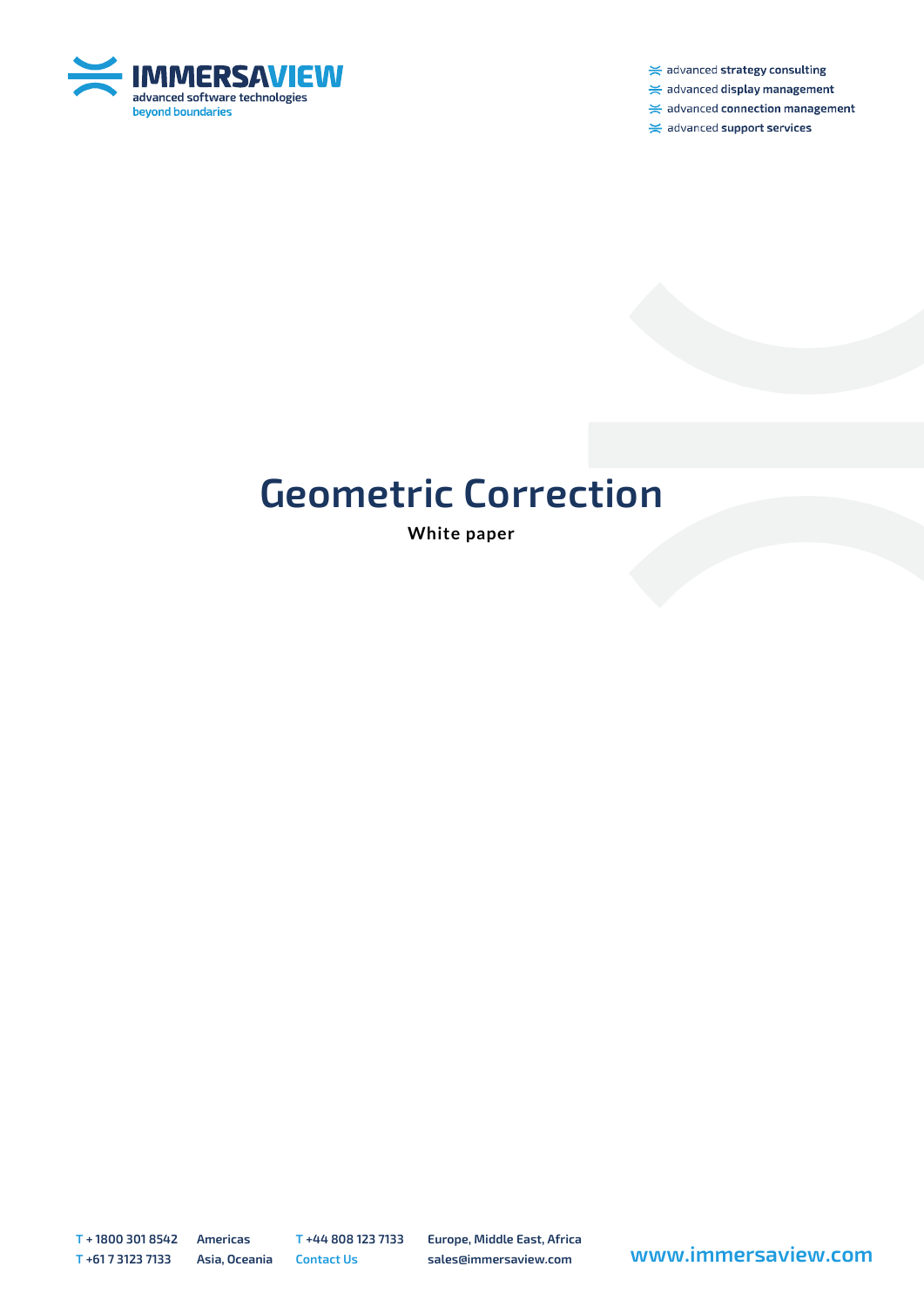IMMERSAVIEW
advanced software technologies
beyond boundaries

- advanced **strategy consulting**
- advanced **display management**
- advanced **connection management**
- advanced **support services**

# Geometric Correction

**White paper**

T + 1800 301 8542 Americas
T +61 7 3123 7133 Asia, Oceania
T +44 808 123 7133 Europe, Middle East, Africa
Contact Us sales@immersaview.com
www.immersaview.com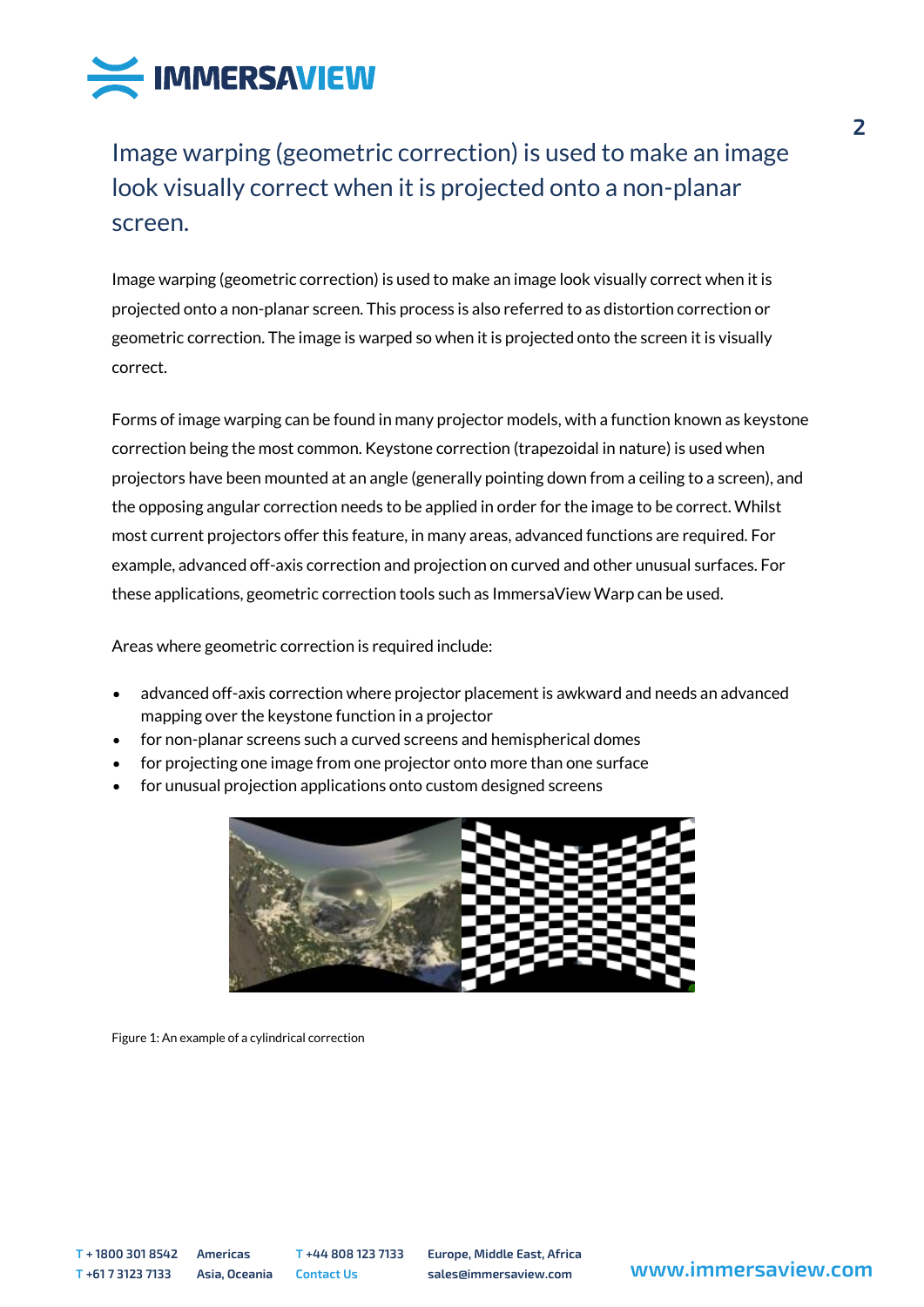## Image warping (geometric correction) is used to make an image look visually correct when it is projected onto a non-planar screen.

Image warping (geometric correction) is used to make an image look visually correct when it is projected onto a non-planar screen. This process is also referred to as distortion correction or geometric correction. The image is warped so when it is projected onto the screen it is visually correct.

Forms of image warping can be found in many projector models, with a function known as keystone correction being the most common. Keystone correction (trapezoidal in nature) is used when projectors have been mounted at an angle (generally pointing down from a ceiling to a screen), and the opposing angular correction needs to be applied in order for the image to be correct. Whilst most current projectors offer this feature, in many areas, advanced functions are required. For example, advanced off-axis correction and projection on curved and other unusual surfaces. For these applications, geometric correction tools such as ImmersaView Warp can be used.

Areas where geometric correction is required include:

- advanced off-axis correction where projector placement is awkward and needs an advanced mapping over the keystone function in a projector
- for non-planar screens such a curved screens and hemispherical domes
- for projecting one image from one projector onto more than one surface
- for unusual projection applications onto custom designed screens

Figure 1: An example of a cylindrical correction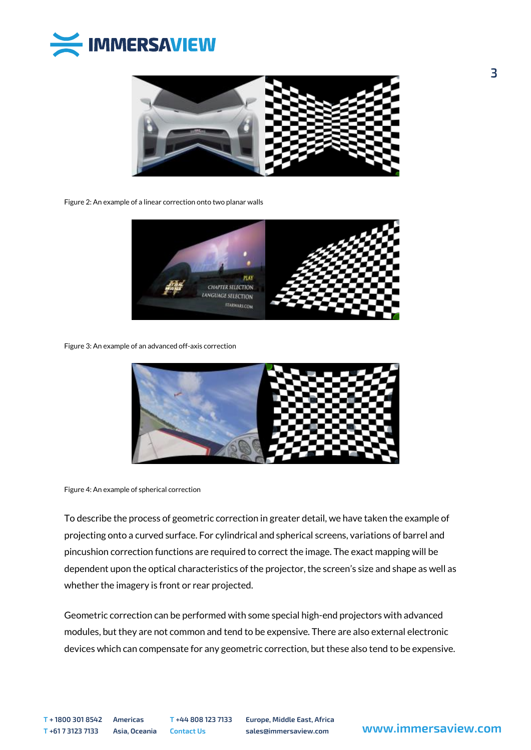Figure 2: An example of a linear correction onto two planar walls

Figure 3: An example of an advanced off-axis correction

Figure 4: An example of spherical correction

To describe the process of geometric correction in greater detail, we have taken the example of projecting onto a curved surface. For cylindrical and spherical screens, variations of barrel and pincushion correction functions are required to correct the image. The exact mapping will be dependent upon the optical characteristics of the projector, the screen's size and shape as well as whether the imagery is front or rear projected.

Geometric correction can be performed with some special high-end projectors with advanced modules, but they are not common and tend to be expensive. There are also external electronic devices which can compensate for any geometric correction, but these also tend to be expensive.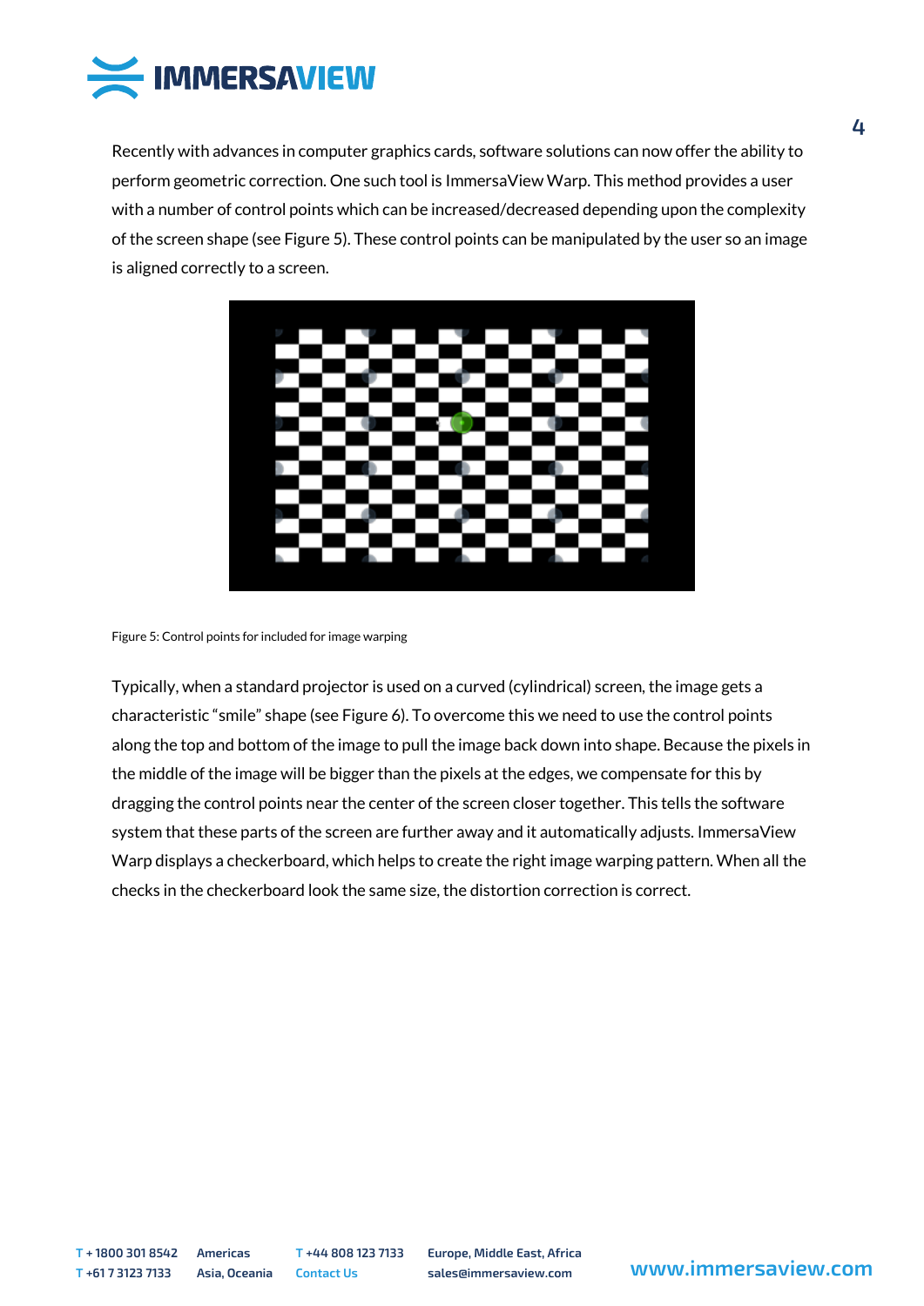Recently with advances in computer graphics cards, software solutions can now offer the ability to perform geometric correction. One such tool is ImmersaView Warp. This method provides a user with a number of control points which can be increased/decreased depending upon the complexity of the screen shape (see Figure 5). These control points can be manipulated by the user so an image is aligned correctly to a screen.

Figure 5: Control points for included for image warping

Typically, when a standard projector is used on a curved (cylindrical) screen, the image gets a characteristic "smile" shape (see Figure 6). To overcome this we need to use the control points along the top and bottom of the image to pull the image back down into shape. Because the pixels in the middle of the image will be bigger than the pixels at the edges, we compensate for this by dragging the control points near the center of the screen closer together. This tells the software system that these parts of the screen are further away and it automatically adjusts. ImmersaView Warp displays a checkerboard, which helps to create the right image warping pattern. When all the checks in the checkerboard look the same size, the distortion correction is correct.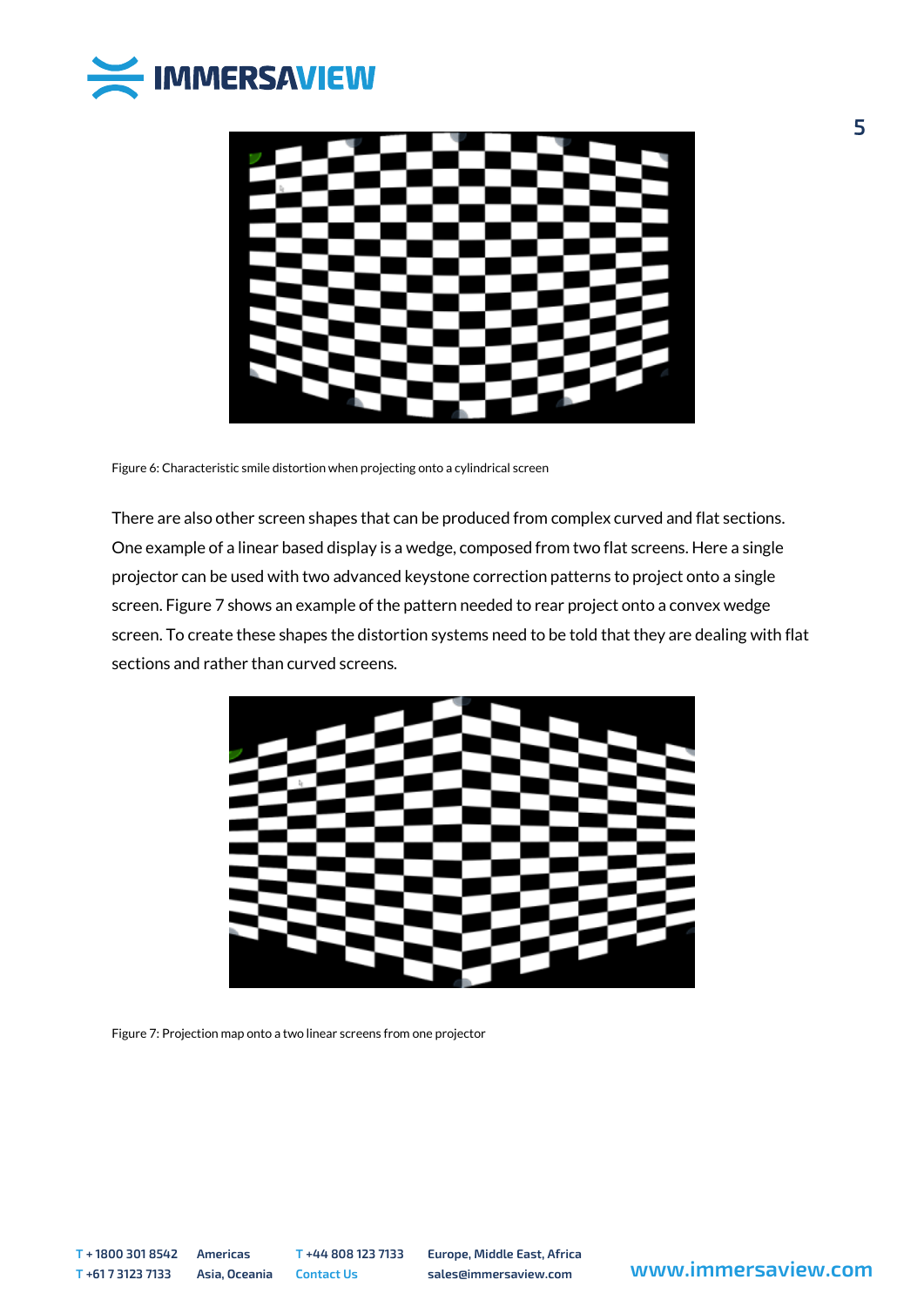Figure 6: Characteristic smile distortion when projecting onto a cylindrical screen

There are also other screen shapes that can be produced from complex curved and flat sections. One example of a linear based display is a wedge, composed from two flat screens. Here a single projector can be used with two advanced keystone correction patterns to project onto a single screen. Figure 7 shows an example of the pattern needed to rear project onto a convex wedge screen. To create these shapes the distortion systems need to be told that they are dealing with flat sections and rather than curved screens.

Figure 7: Projection map onto a two linear screens from one projector